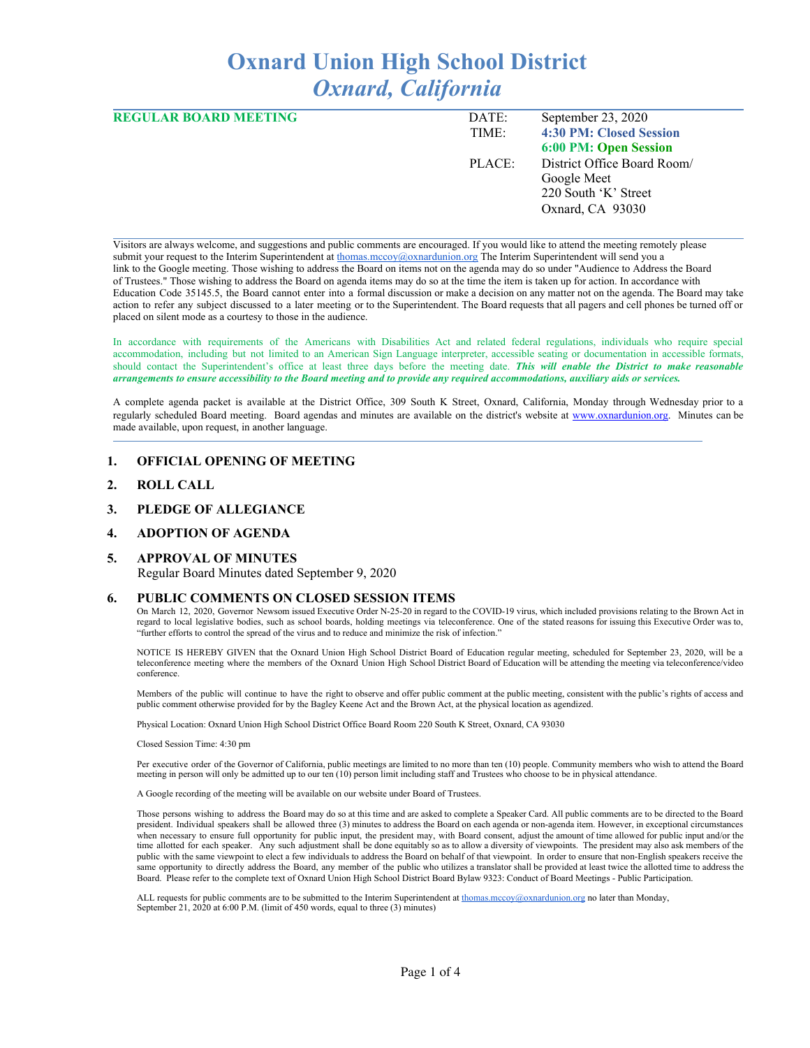# Oxnard Union High School District
## *Oxnard, California*

**REGULAR BOARD MEETING**

| | |
|---|---|
| DATE: | September 23, 2020 |
| TIME: | **4:30 PM: Closed Session** |
| | **6:00 PM: Open Session** |
| PLACE: | District Office Board Room/ Google Meet |
| | 220 South 'K' Street |
| | Oxnard, CA 93030 |

---

Visitors are always welcome, and suggestions and public comments are encouraged. If you would like to attend the meeting remotely please submit your request to the Interim Superintendent at thomas.mccoy@oxnardunion.org The Interim Superintendent will send you a link to the Google meeting. Those wishing to address the Board on items not on the agenda may do so under "Audience to Address the Board of Trustees." Those wishing to address the Board on agenda items may do so at the time the item is taken up for action. In accordance with Education Code 35145.5, the Board cannot enter into a formal discussion or make a decision on any matter not on the agenda. The Board may take action to refer any subject discussed to a later meeting or to the Superintendent. The Board requests that all pagers and cell phones be turned off or placed on silent mode as a courtesy to those in the audience.

In accordance with requirements of the Americans with Disabilities Act and related federal regulations, individuals who require special accommodation, including but not limited to an American Sign Language interpreter, accessible seating or documentation in accessible formats, should contact the Superintendent's office at least three days before the meeting date. ***This will enable the District to make reasonable arrangements to ensure accessibility to the Board meeting and to provide any required accommodations, auxiliary aids or services.***

A complete agenda packet is available at the District Office, 309 South K Street, Oxnard, California, Monday through Wednesday prior to a regularly scheduled Board meeting. Board agendas and minutes are available on the district's website at www.oxnardunion.org. Minutes can be made available, upon request, in another language.

---

1. **OFFICIAL OPENING OF MEETING**

2. **ROLL CALL**

3. **PLEDGE OF ALLEGIANCE**

4. **ADOPTION OF AGENDA**

5. **APPROVAL OF MINUTES**
   Regular Board Minutes dated September 9, 2020

6. **PUBLIC COMMENTS ON CLOSED SESSION ITEMS**

On March 12, 2020, Governor Newsom issued Executive Order N-25-20 in regard to the COVID-19 virus, which included provisions relating to the Brown Act in regard to local legislative bodies, such as school boards, holding meetings via teleconference. One of the stated reasons for issuing this Executive Order was to, "further efforts to control the spread of the virus and to reduce and minimize the risk of infection."

NOTICE IS HEREBY GIVEN that the Oxnard Union High School District Board of Education regular meeting, scheduled for September 23, 2020, will be a teleconference meeting where the members of the Oxnard Union High School District Board of Education will be attending the meeting via teleconference/video conference.

Members of the public will continue to have the right to observe and offer public comment at the public meeting, consistent with the public's rights of access and public comment otherwise provided for by the Bagley Keene Act and the Brown Act, at the physical location as agendized.

Physical Location: Oxnard Union High School District Office Board Room 220 South K Street, Oxnard, CA 93030

Closed Session Time: 4:30 pm

Per executive order of the Governor of California, public meetings are limited to no more than ten (10) people. Community members who wish to attend the Board meeting in person will only be admitted up to our ten (10) person limit including staff and Trustees who choose to be in physical attendance.

A Google recording of the meeting will be available on our website under Board of Trustees.

Those persons wishing to address the Board may do so at this time and are asked to complete a Speaker Card. All public comments are to be directed to the Board president. Individual speakers shall be allowed three (3) minutes to address the Board on each agenda or non-agenda item. However, in exceptional circumstances when necessary to ensure full opportunity for public input, the president may, with Board consent, adjust the amount of time allowed for public input and/or the time allotted for each speaker. Any such adjustment shall be done equitably so as to allow a diversity of viewpoints. The president may also ask members of the public with the same viewpoint to elect a few individuals to address the Board on behalf of that viewpoint. In order to ensure that non-English speakers receive the same opportunity to directly address the Board, any member of the public who utilizes a translator shall be provided at least twice the allotted time to address the Board. Please refer to the complete text of Oxnard Union High School District Board Bylaw 9323: Conduct of Board Meetings - Public Participation.

ALL requests for public comments are to be submitted to the Interim Superintendent at thomas.mccoy@oxnardunion.org no later than Monday, September 21, 2020 at 6:00 P.M. (limit of 450 words, equal to three (3) minutes)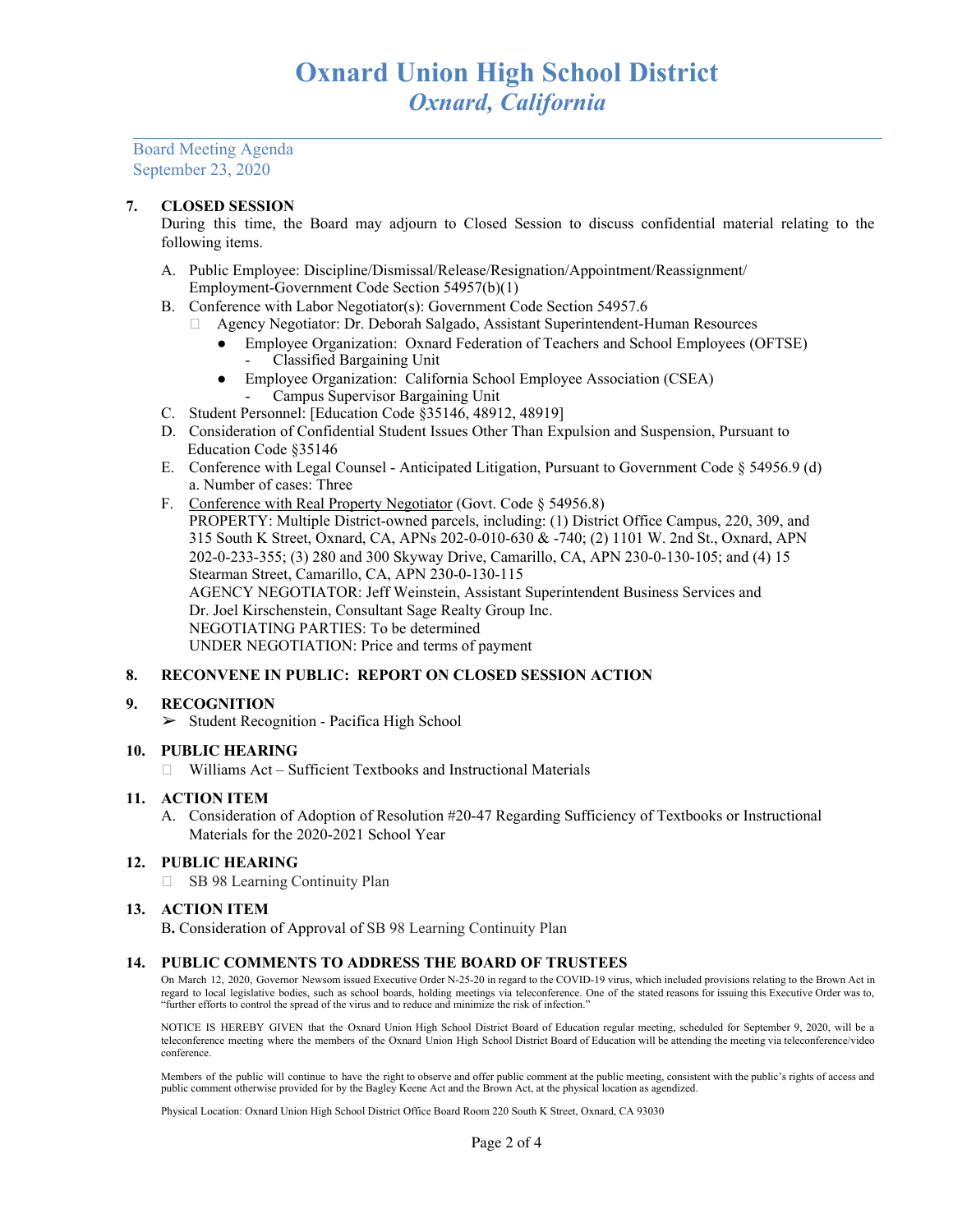# Oxnard Union High School District
## *Oxnard, California*

Board Meeting Agenda
September 23, 2020

**7. CLOSED SESSION**

During this time, the Board may adjourn to Closed Session to discuss confidential material relating to the following items.

A. Public Employee: Discipline/Dismissal/Release/Resignation/Appointment/Reassignment/ Employment-Government Code Section 54957(b)(1)

B. Conference with Labor Negotiator(s): Government Code Section 54957.6
- Agency Negotiator: Dr. Deborah Salgado, Assistant Superintendent-Human Resources
  - Employee Organization: Oxnard Federation of Teachers and School Employees (OFTSE)
    - Classified Bargaining Unit
  - Employee Organization: California School Employee Association (CSEA)
    - Campus Supervisor Bargaining Unit

C. Student Personnel: [Education Code §35146, 48912, 48919]

D. Consideration of Confidential Student Issues Other Than Expulsion and Suspension, Pursuant to Education Code §35146

E. Conference with Legal Counsel - Anticipated Litigation, Pursuant to Government Code § 54956.9 (d)
a. Number of cases: Three

F. Conference with Real Property Negotiator (Govt. Code § 54956.8)
PROPERTY: Multiple District-owned parcels, including: (1) District Office Campus, 220, 309, and 315 South K Street, Oxnard, CA, APNs 202-0-010-630 & -740; (2) 1101 W. 2nd St., Oxnard, APN 202-0-233-355; (3) 280 and 300 Skyway Drive, Camarillo, CA, APN 230-0-130-105; and (4) 15 Stearman Street, Camarillo, CA, APN 230-0-130-115
AGENCY NEGOTIATOR: Jeff Weinstein, Assistant Superintendent Business Services and Dr. Joel Kirschenstein, Consultant Sage Realty Group Inc.
NEGOTIATING PARTIES: To be determined
UNDER NEGOTIATION: Price and terms of payment

**8. RECONVENE IN PUBLIC: REPORT ON CLOSED SESSION ACTION**

**9. RECOGNITION**
- ➢ Student Recognition - Pacifica High School

**10. PUBLIC HEARING**
- Williams Act – Sufficient Textbooks and Instructional Materials

**11. ACTION ITEM**

A. Consideration of Adoption of Resolution #20-47 Regarding Sufficiency of Textbooks or Instructional Materials for the 2020-2021 School Year

**12. PUBLIC HEARING**
- SB 98 Learning Continuity Plan

**13. ACTION ITEM**

B**.** Consideration of Approval of SB 98 Learning Continuity Plan

**14. PUBLIC COMMENTS TO ADDRESS THE BOARD OF TRUSTEES**

On March 12, 2020, Governor Newsom issued Executive Order N-25-20 in regard to the COVID-19 virus, which included provisions relating to the Brown Act in regard to local legislative bodies, such as school boards, holding meetings via teleconference. One of the stated reasons for issuing this Executive Order was to, "further efforts to control the spread of the virus and to reduce and minimize the risk of infection."

NOTICE IS HEREBY GIVEN that the Oxnard Union High School District Board of Education regular meeting, scheduled for September 9, 2020, will be a teleconference meeting where the members of the Oxnard Union High School District Board of Education will be attending the meeting via teleconference/video conference.

Members of the public will continue to have the right to observe and offer public comment at the public meeting, consistent with the public's rights of access and public comment otherwise provided for by the Bagley Keene Act and the Brown Act, at the physical location as agendized.

Physical Location: Oxnard Union High School District Office Board Room 220 South K Street, Oxnard, CA 93030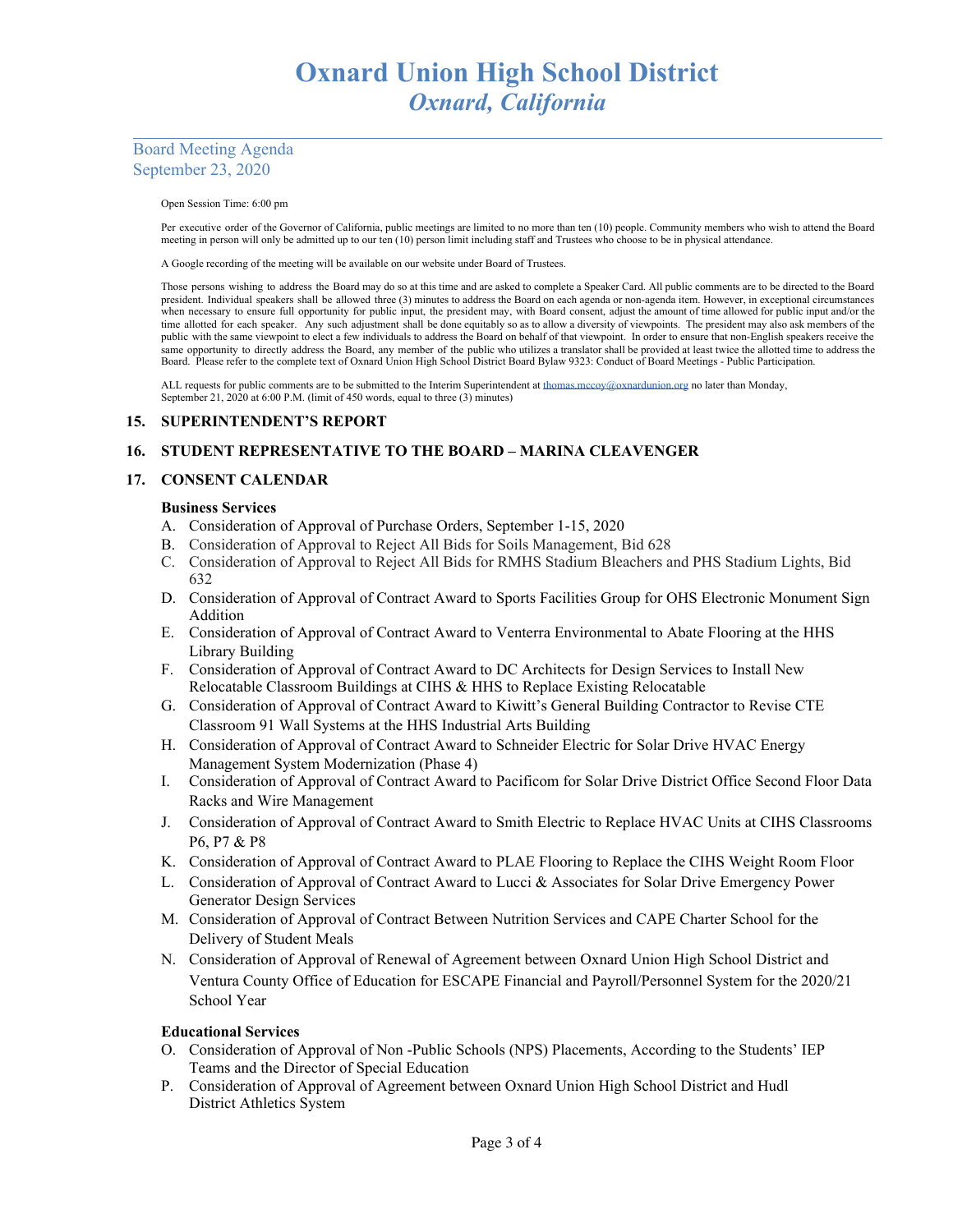# Oxnard Union High School District
## *Oxnard, California*

Board Meeting Agenda
September 23, 2020

Open Session Time: 6:00 pm

Per executive order of the Governor of California, public meetings are limited to no more than ten (10) people. Community members who wish to attend the Board meeting in person will only be admitted up to our ten (10) person limit including staff and Trustees who choose to be in physical attendance.

A Google recording of the meeting will be available on our website under Board of Trustees.

Those persons wishing to address the Board may do so at this time and are asked to complete a Speaker Card. All public comments are to be directed to the Board president. Individual speakers shall be allowed three (3) minutes to address the Board on each agenda or non-agenda item. However, in exceptional circumstances when necessary to ensure full opportunity for public input, the president may, with Board consent, adjust the amount of time allowed for public input and/or the time allotted for each speaker. Any such adjustment shall be done equitably so as to allow a diversity of viewpoints. The president may also ask members of the public with the same viewpoint to elect a few individuals to address the Board on behalf of that viewpoint. In order to ensure that non-English speakers receive the same opportunity to directly address the Board, any member of the public who utilizes a translator shall be provided at least twice the allotted time to address the Board. Please refer to the complete text of Oxnard Union High School District Board Bylaw 9323: Conduct of Board Meetings - Public Participation.

ALL requests for public comments are to be submitted to the Interim Superintendent at thomas.mccoy@oxnardunion.org no later than Monday, September 21, 2020 at 6:00 P.M. (limit of 450 words, equal to three (3) minutes)

### 15. SUPERINTENDENT'S REPORT

### 16. STUDENT REPRESENTATIVE TO THE BOARD – MARINA CLEAVENGER

### 17. CONSENT CALENDAR

**Business Services**

A. Consideration of Approval of Purchase Orders, September 1-15, 2020
B. Consideration of Approval to Reject All Bids for Soils Management, Bid 628
C. Consideration of Approval to Reject All Bids for RMHS Stadium Bleachers and PHS Stadium Lights, Bid 632
D. Consideration of Approval of Contract Award to Sports Facilities Group for OHS Electronic Monument Sign Addition
E. Consideration of Approval of Contract Award to Venterra Environmental to Abate Flooring at the HHS Library Building
F. Consideration of Approval of Contract Award to DC Architects for Design Services to Install New Relocatable Classroom Buildings at CIHS & HHS to Replace Existing Relocatable
G. Consideration of Approval of Contract Award to Kiwitt's General Building Contractor to Revise CTE Classroom 91 Wall Systems at the HHS Industrial Arts Building
H. Consideration of Approval of Contract Award to Schneider Electric for Solar Drive HVAC Energy Management System Modernization (Phase 4)
I. Consideration of Approval of Contract Award to Pacificom for Solar Drive District Office Second Floor Data Racks and Wire Management
J. Consideration of Approval of Contract Award to Smith Electric to Replace HVAC Units at CIHS Classrooms P6, P7 & P8
K. Consideration of Approval of Contract Award to PLAE Flooring to Replace the CIHS Weight Room Floor
L. Consideration of Approval of Contract Award to Lucci & Associates for Solar Drive Emergency Power Generator Design Services
M. Consideration of Approval of Contract Between Nutrition Services and CAPE Charter School for the Delivery of Student Meals
N. Consideration of Approval of Renewal of Agreement between Oxnard Union High School District and Ventura County Office of Education for ESCAPE Financial and Payroll/Personnel System for the 2020/21 School Year

**Educational Services**

O. Consideration of Approval of Non -Public Schools (NPS) Placements, According to the Students' IEP Teams and the Director of Special Education
P. Consideration of Approval of Agreement between Oxnard Union High School District and Hudl District Athletics System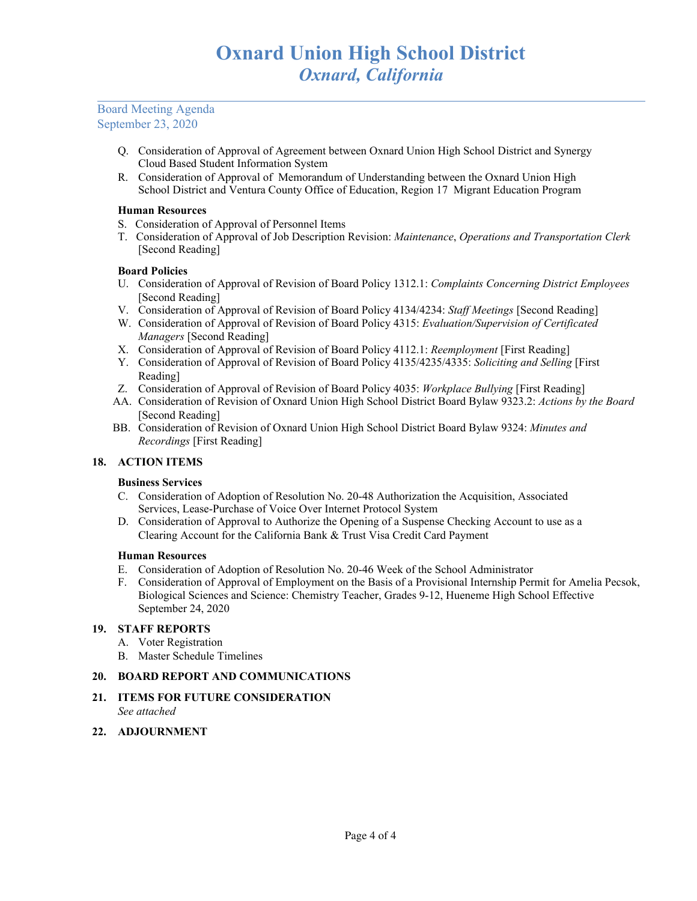Board Meeting Agenda
September 23, 2020

Q. Consideration of Approval of Agreement between Oxnard Union High School District and Synergy Cloud Based Student Information System

R. Consideration of Approval of Memorandum of Understanding between the Oxnard Union High School District and Ventura County Office of Education, Region 17 Migrant Education Program

**Human Resources**

S. Consideration of Approval of Personnel Items

T. Consideration of Approval of Job Description Revision: *Maintenance*, *Operations and Transportation Clerk* [Second Reading]

**Board Policies**

U. Consideration of Approval of Revision of Board Policy 1312.1: *Complaints Concerning District Employees* [Second Reading]

V. Consideration of Approval of Revision of Board Policy 4134/4234: *Staff Meetings* [Second Reading]

W. Consideration of Approval of Revision of Board Policy 4315: *Evaluation/Supervision of Certificated Managers* [Second Reading]

X. Consideration of Approval of Revision of Board Policy 4112.1: *Reemployment* [First Reading]

Y. Consideration of Approval of Revision of Board Policy 4135/4235/4335: *Soliciting and Selling* [First Reading]

Z. Consideration of Approval of Revision of Board Policy 4035: *Workplace Bullying* [First Reading]

AA. Consideration of Revision of Oxnard Union High School District Board Bylaw 9323.2: *Actions by the Board* [Second Reading]

BB. Consideration of Revision of Oxnard Union High School District Board Bylaw 9324: *Minutes and Recordings* [First Reading]

## 18. ACTION ITEMS

**Business Services**

C. Consideration of Adoption of Resolution No. 20-48 Authorization the Acquisition, Associated Services, Lease-Purchase of Voice Over Internet Protocol System

D. Consideration of Approval to Authorize the Opening of a Suspense Checking Account to use as a Clearing Account for the California Bank & Trust Visa Credit Card Payment

**Human Resources**

E. Consideration of Adoption of Resolution No. 20-46 Week of the School Administrator

F. Consideration of Approval of Employment on the Basis of a Provisional Internship Permit for Amelia Pecsok, Biological Sciences and Science: Chemistry Teacher, Grades 9-12, Hueneme High School Effective September 24, 2020

## 19. STAFF REPORTS

A. Voter Registration

B. Master Schedule Timelines

## 20. BOARD REPORT AND COMMUNICATIONS

## 21. ITEMS FOR FUTURE CONSIDERATION

*See attached*

## 22. ADJOURNMENT